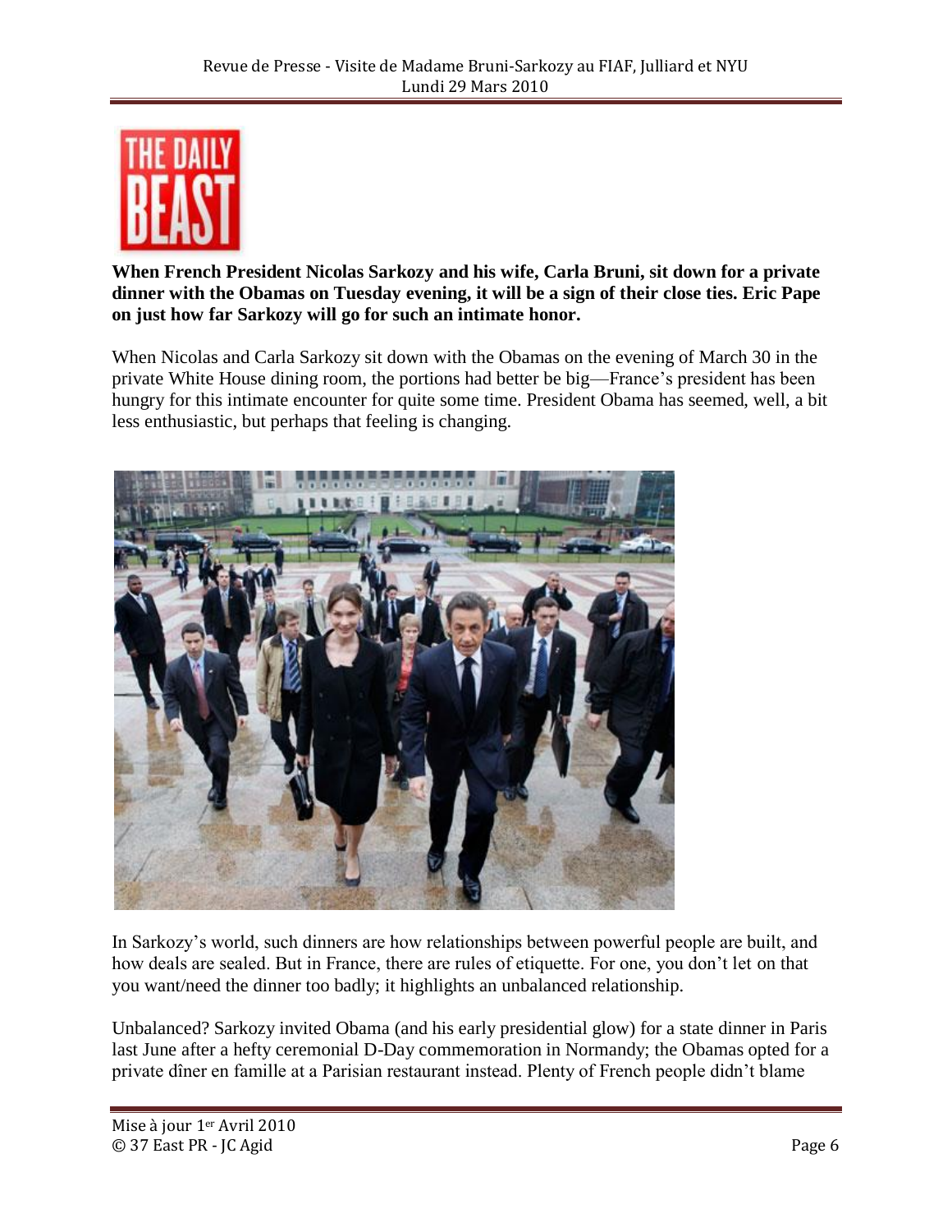**When French President Nicolas Sarkozy and his wife, Carla Bruni, sit down for a private dinner with the Obamas on Tuesday evening, it will be a sign of their close ties. Eric Pape on just how far Sarkozy will go for such an intimate honor.**

When Nicolas and Carla Sarkozy sit down with the Obamas on the evening of March 30 in the private White House dining room, the portions had better be big—France's president has been hungry for this intimate encounter for quite some time. President Obama has seemed, well, a bit less enthusiastic, but perhaps that feeling is changing.

In Sarkozy's world, such dinners are how relationships between powerful people are built, and how deals are sealed. But in France, there are rules of etiquette. For one, you don't let on that you want/need the dinner too badly; it highlights an unbalanced relationship.

Unbalanced? Sarkozy invited Obama (and his early presidential glow) for a state dinner in Paris last June after a hefty ceremonial D-Day commemoration in Normandy; the Obamas opted for a private dîner en famille at a Parisian restaurant instead. Plenty of French people didn't blame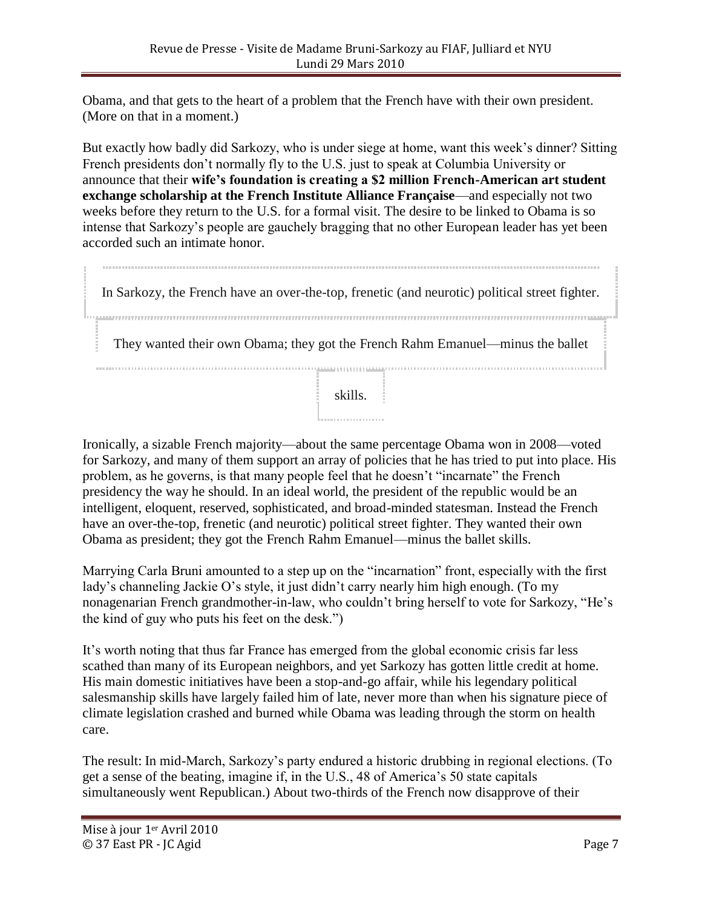Obama, and that gets to the heart of a problem that the French have with their own president. (More on that in a moment.)

But exactly how badly did Sarkozy, who is under siege at home, want this week's dinner? Sitting French presidents don't normally fly to the U.S. just to speak at Columbia University or announce that their **wife's foundation is creating a $2 million French-American art student exchange scholarship at the French Institute Alliance Française**—and especially not two weeks before they return to the U.S. for a formal visit. The desire to be linked to Obama is so intense that Sarkozy's people are gauchely bragging that no other European leader has yet been accorded such an intimate honor.

> In Sarkozy, the French have an over-the-top, frenetic (and neurotic) political street fighter.
>
> They wanted their own Obama; they got the French Rahm Emanuel—minus the ballet skills.

Ironically, a sizable French majority—about the same percentage Obama won in 2008—voted for Sarkozy, and many of them support an array of policies that he has tried to put into place. His problem, as he governs, is that many people feel that he doesn't "incarnate" the French presidency the way he should. In an ideal world, the president of the republic would be an intelligent, eloquent, reserved, sophisticated, and broad-minded statesman. Instead the French have an over-the-top, frenetic (and neurotic) political street fighter. They wanted their own Obama as president; they got the French Rahm Emanuel—minus the ballet skills.

Marrying Carla Bruni amounted to a step up on the "incarnation" front, especially with the first lady's channeling Jackie O's style, it just didn't carry nearly him high enough. (To my nonagenarian French grandmother-in-law, who couldn't bring herself to vote for Sarkozy, "He's the kind of guy who puts his feet on the desk.")

It's worth noting that thus far France has emerged from the global economic crisis far less scathed than many of its European neighbors, and yet Sarkozy has gotten little credit at home. His main domestic initiatives have been a stop-and-go affair, while his legendary political salesmanship skills have largely failed him of late, never more than when his signature piece of climate legislation crashed and burned while Obama was leading through the storm on health care.

The result: In mid-March, Sarkozy's party endured a historic drubbing in regional elections. (To get a sense of the beating, imagine if, in the U.S., 48 of America's 50 state capitals simultaneously went Republican.) About two-thirds of the French now disapprove of their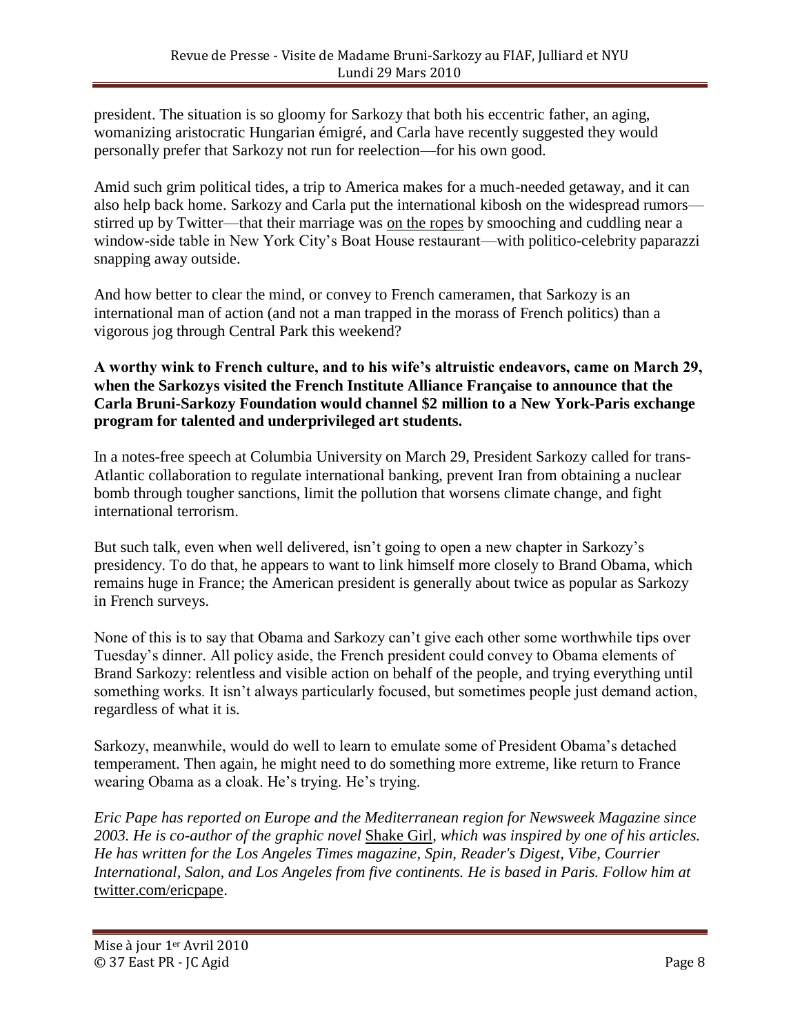president. The situation is so gloomy for Sarkozy that both his eccentric father, an aging, womanizing aristocratic Hungarian émigré, and Carla have recently suggested they would personally prefer that Sarkozy not run for reelection—for his own good.

Amid such grim political tides, a trip to America makes for a much-needed getaway, and it can also help back home. Sarkozy and Carla put the international kibosh on the widespread rumors—stirred up by Twitter—that their marriage was on the ropes by smooching and cuddling near a window-side table in New York City's Boat House restaurant—with politico-celebrity paparazzi snapping away outside.

And how better to clear the mind, or convey to French cameramen, that Sarkozy is an international man of action (and not a man trapped in the morass of French politics) than a vigorous jog through Central Park this weekend?

**A worthy wink to French culture, and to his wife's altruistic endeavors, came on March 29, when the Sarkozys visited the French Institute Alliance Française to announce that the Carla Bruni-Sarkozy Foundation would channel $2 million to a New York-Paris exchange program for talented and underprivileged art students.**

In a notes-free speech at Columbia University on March 29, President Sarkozy called for trans-Atlantic collaboration to regulate international banking, prevent Iran from obtaining a nuclear bomb through tougher sanctions, limit the pollution that worsens climate change, and fight international terrorism.

But such talk, even when well delivered, isn't going to open a new chapter in Sarkozy's presidency. To do that, he appears to want to link himself more closely to Brand Obama, which remains huge in France; the American president is generally about twice as popular as Sarkozy in French surveys.

None of this is to say that Obama and Sarkozy can't give each other some worthwhile tips over Tuesday's dinner. All policy aside, the French president could convey to Obama elements of Brand Sarkozy: relentless and visible action on behalf of the people, and trying everything until something works. It isn't always particularly focused, but sometimes people just demand action, regardless of what it is.

Sarkozy, meanwhile, would do well to learn to emulate some of President Obama's detached temperament. Then again, he might need to do something more extreme, like return to France wearing Obama as a cloak. He's trying. He's trying.

*Eric Pape has reported on Europe and the Mediterranean region for Newsweek Magazine since 2003. He is co-author of the graphic novel* Shake Girl*, which was inspired by one of his articles. He has written for the Los Angeles Times magazine, Spin, Reader's Digest, Vibe, Courrier International, Salon, and Los Angeles from five continents. He is based in Paris. Follow him at* twitter.com/ericpape.